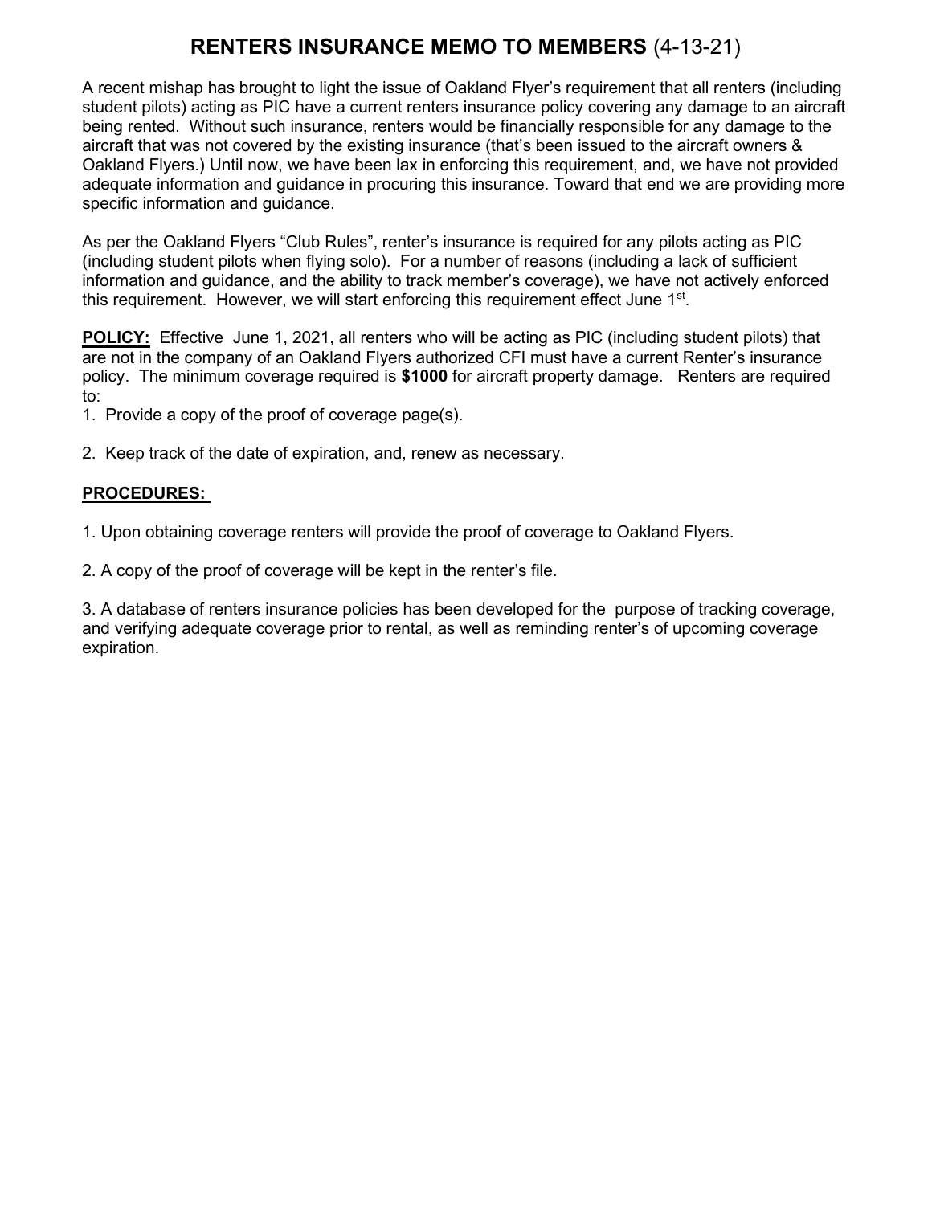# RENTERS INSURANCE MEMO TO MEMBERS (4-13-21)

A recent mishap has brought to light the issue of Oakland Flyer's requirement that all renters (including student pilots) acting as PIC have a current renters insurance policy covering any damage to an aircraft being rented. Without such insurance, renters would be financially responsible for any damage to the aircraft that was not covered by the existing insurance (that's been issued to the aircraft owners & Oakland Flyers.) Until now, we have been lax in enforcing this requirement, and, we have not provided adequate information and guidance in procuring this insurance. Toward that end we are providing more specific information and guidance.

As per the Oakland Flyers "Club Rules", renter's insurance is required for any pilots acting as PIC (including student pilots when flying solo). For a number of reasons (including a lack of sufficient information and guidance, and the ability to track member's coverage), we have not actively enforced this requirement. However, we will start enforcing this requirement effect June 1st.

**POLICY:** Effective June 1, 2021, all renters who will be acting as PIC (including student pilots) that are not in the company of an Oakland Flyers authorized CFI must have a current Renter's insurance policy. The minimum coverage required is **$1000** for aircraft property damage. Renters are required to:

1. Provide a copy of the proof of coverage page(s).
2. Keep track of the date of expiration, and, renew as necessary.

**PROCEDURES:**

1. Upon obtaining coverage renters will provide the proof of coverage to Oakland Flyers.

2. A copy of the proof of coverage will be kept in the renter's file.

3. A database of renters insurance policies has been developed for the purpose of tracking coverage, and verifying adequate coverage prior to rental, as well as reminding renter's of upcoming coverage expiration.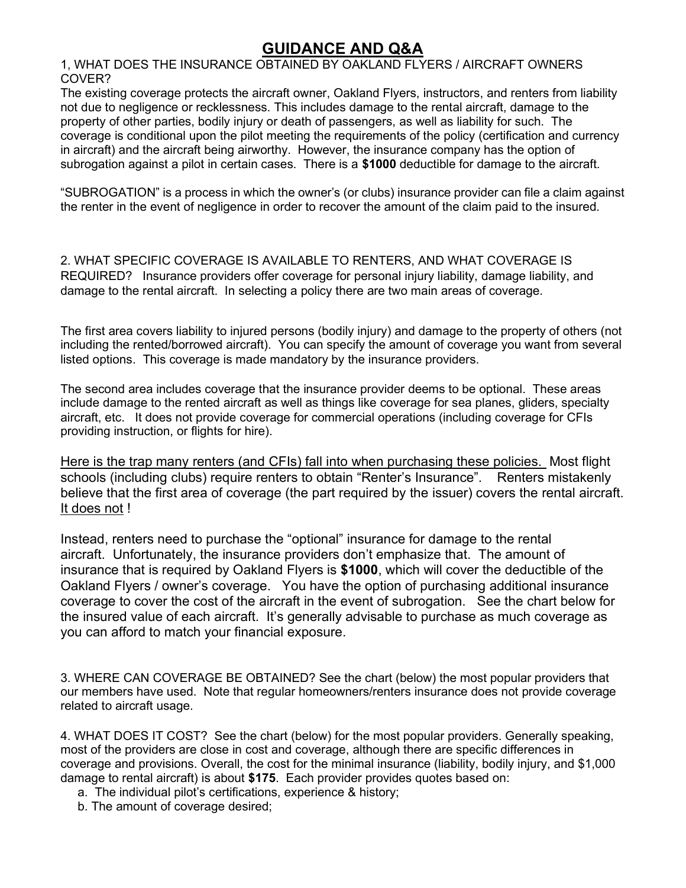# GUIDANCE AND Q&A

1, WHAT DOES THE INSURANCE OBTAINED BY OAKLAND FLYERS / AIRCRAFT OWNERS COVER?

The existing coverage protects the aircraft owner, Oakland Flyers, instructors, and renters from liability not due to negligence or recklessness. This includes damage to the rental aircraft, damage to the property of other parties, bodily injury or death of passengers, as well as liability for such. The coverage is conditional upon the pilot meeting the requirements of the policy (certification and currency in aircraft) and the aircraft being airworthy. However, the insurance company has the option of subrogation against a pilot in certain cases. There is a **$1000** deductible for damage to the aircraft.

"SUBROGATION" is a process in which the owner's (or clubs) insurance provider can file a claim against the renter in the event of negligence in order to recover the amount of the claim paid to the insured.

2. WHAT SPECIFIC COVERAGE IS AVAILABLE TO RENTERS, AND WHAT COVERAGE IS REQUIRED? Insurance providers offer coverage for personal injury liability, damage liability, and damage to the rental aircraft. In selecting a policy there are two main areas of coverage.

The first area covers liability to injured persons (bodily injury) and damage to the property of others (not including the rented/borrowed aircraft). You can specify the amount of coverage you want from several listed options. This coverage is made mandatory by the insurance providers.

The second area includes coverage that the insurance provider deems to be optional. These areas include damage to the rented aircraft as well as things like coverage for sea planes, gliders, specialty aircraft, etc. It does not provide coverage for commercial operations (including coverage for CFIs providing instruction, or flights for hire).

<u>Here is the trap many renters (and CFIs) fall into when purchasing these policies.</u> Most flight schools (including clubs) require renters to obtain "Renter's Insurance". Renters mistakenly believe that the first area of coverage (the part required by the issuer) covers the rental aircraft. <u>It does not</u> !

Instead, renters need to purchase the "optional" insurance for damage to the rental aircraft. Unfortunately, the insurance providers don't emphasize that. The amount of insurance that is required by Oakland Flyers is **$1000**, which will cover the deductible of the Oakland Flyers / owner's coverage. You have the option of purchasing additional insurance coverage to cover the cost of the aircraft in the event of subrogation. See the chart below for the insured value of each aircraft. It's generally advisable to purchase as much coverage as you can afford to match your financial exposure.

3. WHERE CAN COVERAGE BE OBTAINED? See the chart (below) the most popular providers that our members have used. Note that regular homeowners/renters insurance does not provide coverage related to aircraft usage.

4. WHAT DOES IT COST? See the chart (below) for the most popular providers. Generally speaking, most of the providers are close in cost and coverage, although there are specific differences in coverage and provisions. Overall, the cost for the minimal insurance (liability, bodily injury, and $1,000 damage to rental aircraft) is about **$175**. Each provider provides quotes based on:

a. The individual pilot's certifications, experience & history;
b. The amount of coverage desired;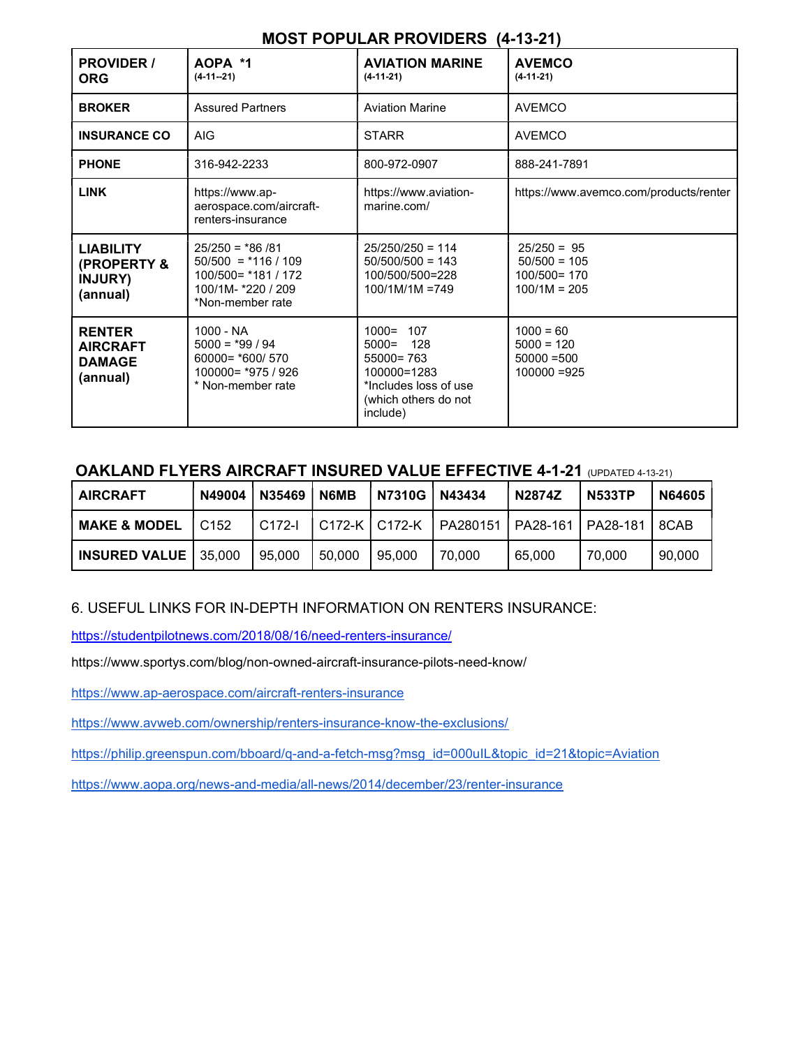## MOST POPULAR PROVIDERS (4-13-21)

| PROVIDER / ORG | AOPA *1 (4-11--21) | AVIATION MARINE (4-11-21) | AVEMCO (4-11-21) |
|---|---|---|---|
| **BROKER** | Assured Partners | Aviation Marine | AVEMCO |
| **INSURANCE CO** | AIG | STARR | AVEMCO |
| **PHONE** | 316-942-2233 | 800-972-0907 | 888-241-7891 |
| **LINK** | https://www.ap-aerospace.com/aircraft-renters-insurance | https://www.aviation-marine.com/ | https://www.avemco.com/products/renter |
| **LIABILITY (PROPERTY & INJURY) (annual)** | 25/250 = *86 /81<br>50/500 = *116 / 109<br>100/500= *181 / 172<br>100/1M- *220 / 209<br>*Non-member rate | 25/250/250 = 114<br>50/500/500 = 143<br>100/500/500=228<br>100/1M/1M =749 | 25/250 = 95<br>50/500 = 105<br>100/500= 170<br>100/1M = 205 |
| **RENTER AIRCRAFT DAMAGE (annual)** | 1000 - NA<br>5000 = *99 / 94<br>60000= *600/ 570<br>100000= *975 / 926<br>* Non-member rate | 1000= 107<br>5000= 128<br>55000= 763<br>100000=1283<br>*Includes loss of use (which others do not include) | 1000 = 60<br>5000 = 120<br>50000 =500<br>100000 =925 |

## OAKLAND FLYERS AIRCRAFT INSURED VALUE EFFECTIVE 4-1-21 (UPDATED 4-13-21)

| AIRCRAFT | N49004 | N35469 | N6MB | N7310G | N43434 | N2874Z | N533TP | N64605 |
|---|---|---|---|---|---|---|---|---|
| **MAKE & MODEL** | C152 | C172-I | C172-K | C172-K | PA280151 | PA28-161 | PA28-181 | 8CAB |
| **INSURED VALUE** | 35,000 | 95,000 | 50,000 | 95,000 | 70,000 | 65,000 | 70,000 | 90,000 |

6. USEFUL LINKS FOR IN-DEPTH INFORMATION ON RENTERS INSURANCE:

https://studentpilotnews.com/2018/08/16/need-renters-insurance/

https://www.sportys.com/blog/non-owned-aircraft-insurance-pilots-need-know/

https://www.ap-aerospace.com/aircraft-renters-insurance

https://www.avweb.com/ownership/renters-insurance-know-the-exclusions/

https://philip.greenspun.com/bboard/q-and-a-fetch-msg?msg_id=000uIL&topic_id=21&topic=Aviation

https://www.aopa.org/news-and-media/all-news/2014/december/23/renter-insurance